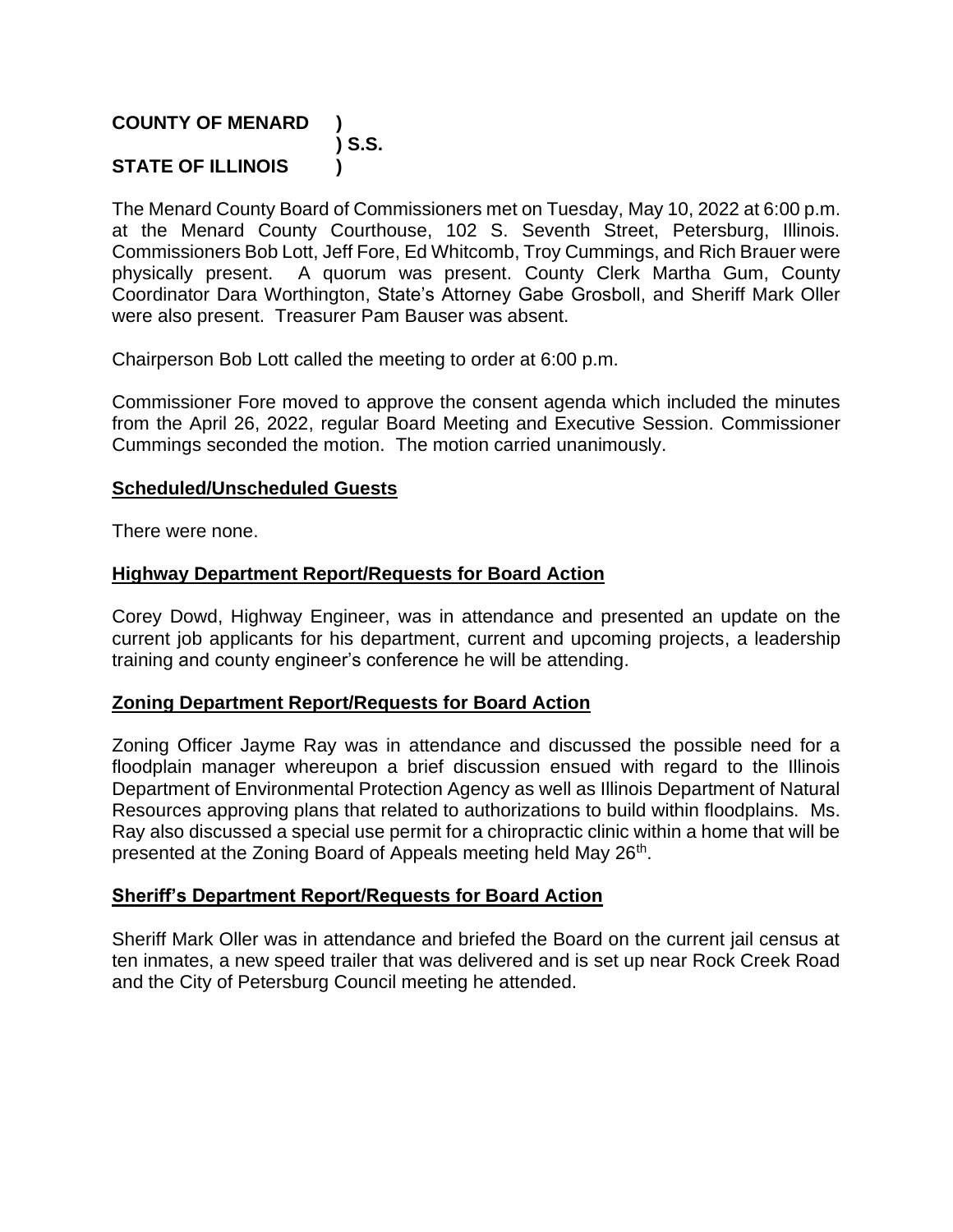**COUNTY OF MENARD )**
**) S.S.**
**STATE OF ILLINOIS )**

The Menard County Board of Commissioners met on Tuesday, May 10, 2022 at 6:00 p.m. at the Menard County Courthouse, 102 S. Seventh Street, Petersburg, Illinois. Commissioners Bob Lott, Jeff Fore, Ed Whitcomb, Troy Cummings, and Rich Brauer were physically present. A quorum was present. County Clerk Martha Gum, County Coordinator Dara Worthington, State's Attorney Gabe Grosboll, and Sheriff Mark Oller were also present. Treasurer Pam Bauser was absent.

Chairperson Bob Lott called the meeting to order at 6:00 p.m.

Commissioner Fore moved to approve the consent agenda which included the minutes from the April 26, 2022, regular Board Meeting and Executive Session. Commissioner Cummings seconded the motion. The motion carried unanimously.

## Scheduled/Unscheduled Guests

There were none.

## Highway Department Report/Requests for Board Action

Corey Dowd, Highway Engineer, was in attendance and presented an update on the current job applicants for his department, current and upcoming projects, a leadership training and county engineer's conference he will be attending.

## Zoning Department Report/Requests for Board Action

Zoning Officer Jayme Ray was in attendance and discussed the possible need for a floodplain manager whereupon a brief discussion ensued with regard to the Illinois Department of Environmental Protection Agency as well as Illinois Department of Natural Resources approving plans that related to authorizations to build within floodplains. Ms. Ray also discussed a special use permit for a chiropractic clinic within a home that will be presented at the Zoning Board of Appeals meeting held May 26th.

## Sheriff's Department Report/Requests for Board Action

Sheriff Mark Oller was in attendance and briefed the Board on the current jail census at ten inmates, a new speed trailer that was delivered and is set up near Rock Creek Road and the City of Petersburg Council meeting he attended.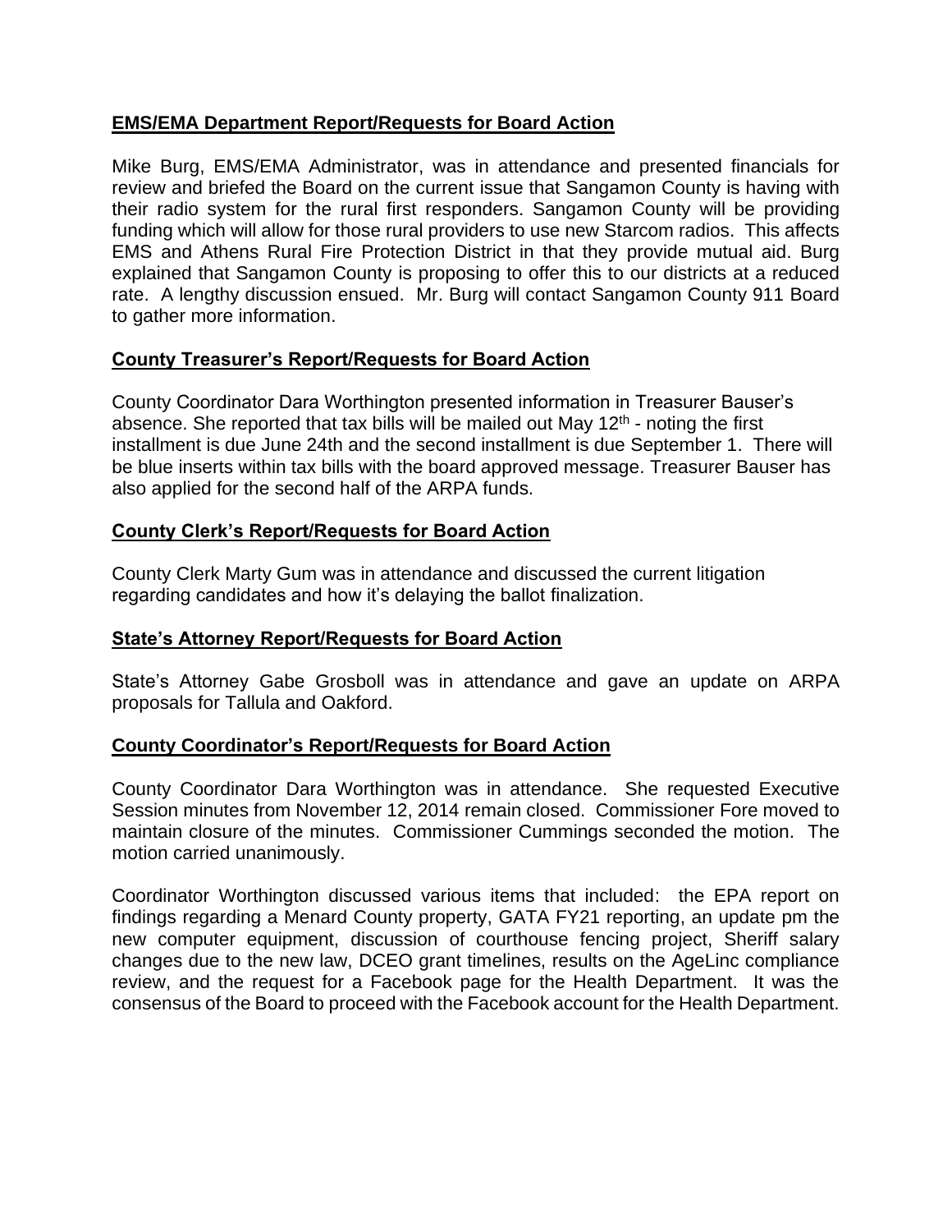**EMS/EMA Department Report/Requests for Board Action**

Mike Burg, EMS/EMA Administrator, was in attendance and presented financials for review and briefed the Board on the current issue that Sangamon County is having with their radio system for the rural first responders. Sangamon County will be providing funding which will allow for those rural providers to use new Starcom radios. This affects EMS and Athens Rural Fire Protection District in that they provide mutual aid. Burg explained that Sangamon County is proposing to offer this to our districts at a reduced rate. A lengthy discussion ensued. Mr. Burg will contact Sangamon County 911 Board to gather more information.

**County Treasurer's Report/Requests for Board Action**

County Coordinator Dara Worthington presented information in Treasurer Bauser's absence. She reported that tax bills will be mailed out May 12th - noting the first installment is due June 24th and the second installment is due September 1. There will be blue inserts within tax bills with the board approved message. Treasurer Bauser has also applied for the second half of the ARPA funds.

**County Clerk's Report/Requests for Board Action**

County Clerk Marty Gum was in attendance and discussed the current litigation regarding candidates and how it's delaying the ballot finalization.

**State's Attorney Report/Requests for Board Action**

State's Attorney Gabe Grosboll was in attendance and gave an update on ARPA proposals for Tallula and Oakford.

**County Coordinator's Report/Requests for Board Action**

County Coordinator Dara Worthington was in attendance. She requested Executive Session minutes from November 12, 2014 remain closed. Commissioner Fore moved to maintain closure of the minutes. Commissioner Cummings seconded the motion. The motion carried unanimously.

Coordinator Worthington discussed various items that included: the EPA report on findings regarding a Menard County property, GATA FY21 reporting, an update pm the new computer equipment, discussion of courthouse fencing project, Sheriff salary changes due to the new law, DCEO grant timelines, results on the AgeLinc compliance review, and the request for a Facebook page for the Health Department. It was the consensus of the Board to proceed with the Facebook account for the Health Department.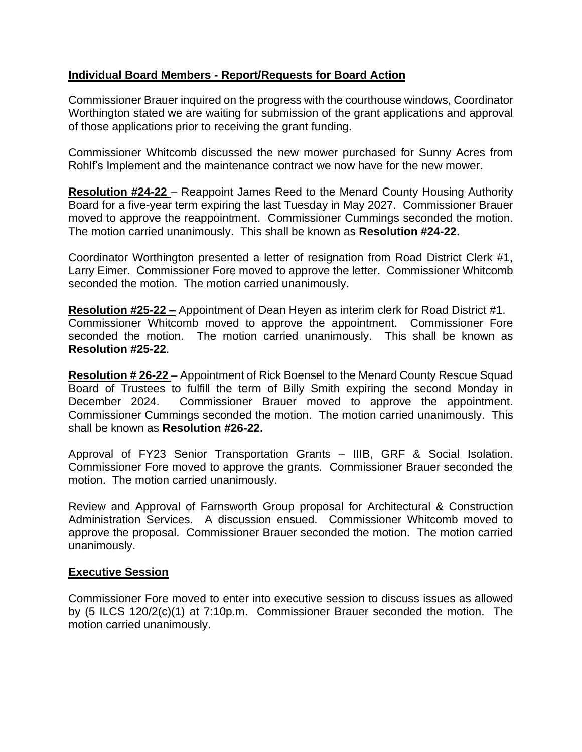## **Individual Board Members - Report/Requests for Board Action**

Commissioner Brauer inquired on the progress with the courthouse windows, Coordinator Worthington stated we are waiting for submission of the grant applications and approval of those applications prior to receiving the grant funding.

Commissioner Whitcomb discussed the new mower purchased for Sunny Acres from Rohlf's Implement and the maintenance contract we now have for the new mower.

**Resolution #24-22** – Reappoint James Reed to the Menard County Housing Authority Board for a five-year term expiring the last Tuesday in May 2027. Commissioner Brauer moved to approve the reappointment. Commissioner Cummings seconded the motion. The motion carried unanimously. This shall be known as **Resolution #24-22**.

Coordinator Worthington presented a letter of resignation from Road District Clerk #1, Larry Eimer. Commissioner Fore moved to approve the letter. Commissioner Whitcomb seconded the motion. The motion carried unanimously.

**Resolution #25-22 –** Appointment of Dean Heyen as interim clerk for Road District #1. Commissioner Whitcomb moved to approve the appointment. Commissioner Fore seconded the motion. The motion carried unanimously. This shall be known as **Resolution #25-22**.

**Resolution # 26-22** – Appointment of Rick Boensel to the Menard County Rescue Squad Board of Trustees to fulfill the term of Billy Smith expiring the second Monday in December 2024. Commissioner Brauer moved to approve the appointment. Commissioner Cummings seconded the motion. The motion carried unanimously. This shall be known as **Resolution #26-22.**

Approval of FY23 Senior Transportation Grants – IIIB, GRF & Social Isolation. Commissioner Fore moved to approve the grants. Commissioner Brauer seconded the motion. The motion carried unanimously.

Review and Approval of Farnsworth Group proposal for Architectural & Construction Administration Services. A discussion ensued. Commissioner Whitcomb moved to approve the proposal. Commissioner Brauer seconded the motion. The motion carried unanimously.

## **Executive Session**

Commissioner Fore moved to enter into executive session to discuss issues as allowed by (5 ILCS 120/2(c)(1) at 7:10p.m. Commissioner Brauer seconded the motion. The motion carried unanimously.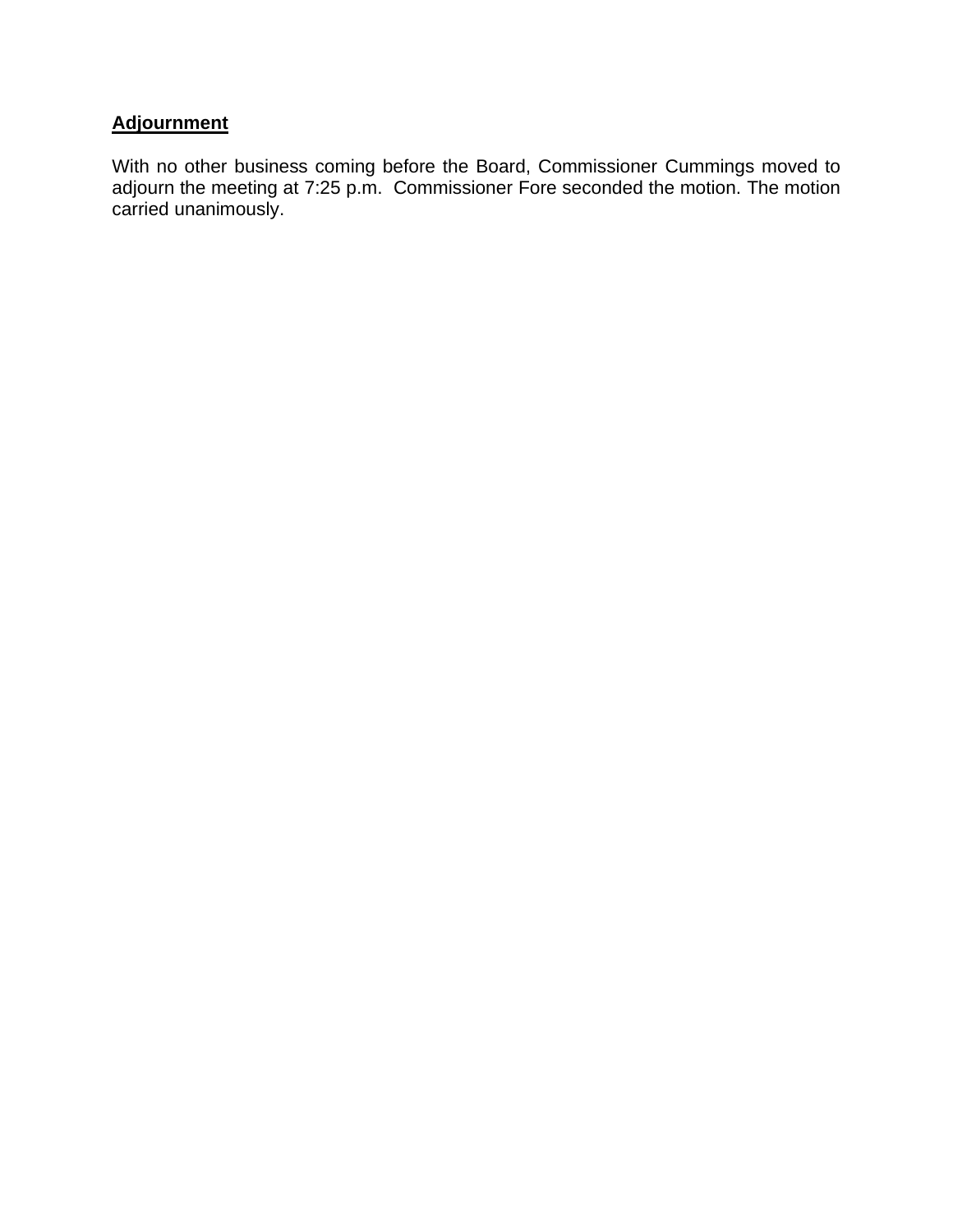**Adjournment**

With no other business coming before the Board, Commissioner Cummings moved to adjourn the meeting at 7:25 p.m. Commissioner Fore seconded the motion. The motion carried unanimously.